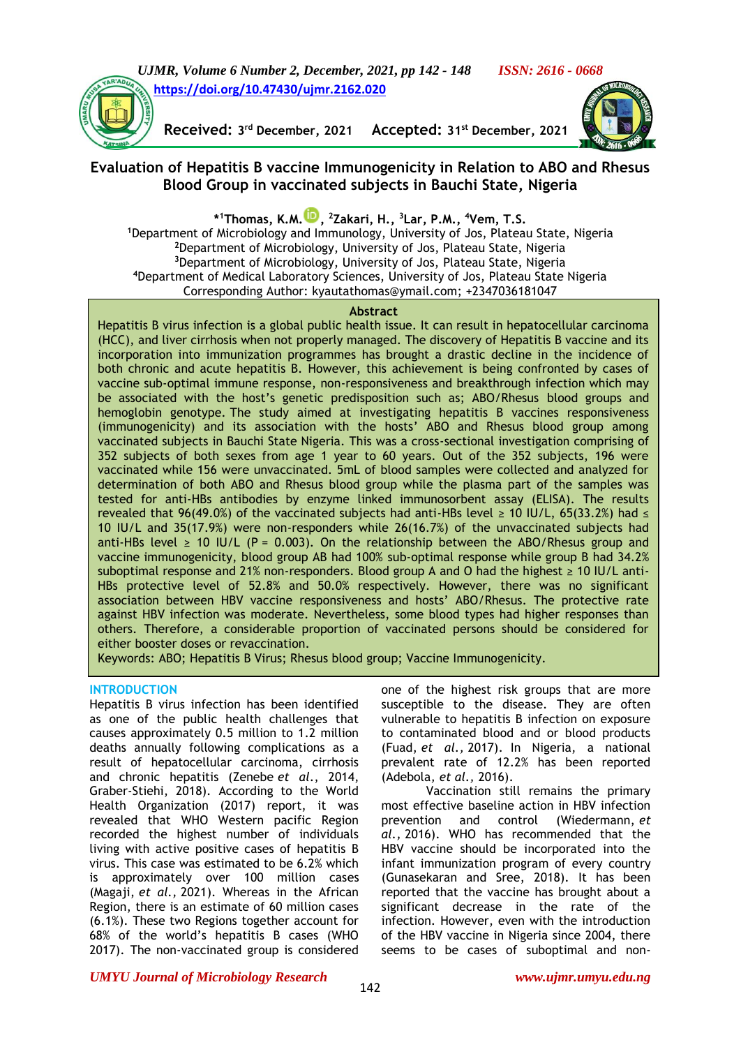https://doi.org/10.47430/ujmr.2162.020

Received: 3rd December, 2021 Accepted: 31st December, 2021

# Evaluation of Hepatitis B vaccine Immunogenicity in Relation to ABO and Rhesus Blood Group in vaccinated subjects in Bauchi State, Nigeria

*[1]Thomas, K.M., [2]Zakari, H., [3]Lar, P.M., [4]Vem, T.S.

[1]Department of Microbiology and Immunology, University of Jos, Plateau State, Nigeria
[2]Department of Microbiology, University of Jos, Plateau State, Nigeria
[3]Department of Microbiology, University of Jos, Plateau State, Nigeria
[4]Department of Medical Laboratory Sciences, University of Jos, Plateau State Nigeria
Corresponding Author: kyautathomas@ymail.com; +2347036181047

## Abstract

Hepatitis B virus infection is a global public health issue. It can result in hepatocellular carcinoma (HCC), and liver cirrhosis when not properly managed. The discovery of Hepatitis B vaccine and its incorporation into immunization programmes has brought a drastic decline in the incidence of both chronic and acute hepatitis B. However, this achievement is being confronted by cases of vaccine sub-optimal immune response, non-responsiveness and breakthrough infection which may be associated with the host's genetic predisposition such as; ABO/Rhesus blood groups and hemoglobin genotype. The study aimed at investigating hepatitis B vaccines responsiveness (immunogenicity) and its association with the hosts' ABO and Rhesus blood group among vaccinated subjects in Bauchi State Nigeria. This was a cross-sectional investigation comprising of 352 subjects of both sexes from age 1 year to 60 years. Out of the 352 subjects, 196 were vaccinated while 156 were unvaccinated. 5mL of blood samples were collected and analyzed for determination of both ABO and Rhesus blood group while the plasma part of the samples was tested for anti-HBs antibodies by enzyme linked immunosorbent assay (ELISA). The results revealed that 96(49.0%) of the vaccinated subjects had anti-HBs level ≥ 10 IU/L, 65(33.2%) had ≤ 10 IU/L and 35(17.9%) were non-responders while 26(16.7%) of the unvaccinated subjects had anti-HBs level ≥ 10 IU/L ($P = 0.003$). On the relationship between the ABO/Rhesus group and vaccine immunogenicity, blood group AB had 100% sub-optimal response while group B had 34.2% suboptimal response and 21% non-responders. Blood group A and O had the highest ≥ 10 IU/L anti-HBs protective level of 52.8% and 50.0% respectively. However, there was no significant association between HBV vaccine responsiveness and hosts' ABO/Rhesus. The protective rate against HBV infection was moderate. Nevertheless, some blood types had higher responses than others. Therefore, a considerable proportion of vaccinated persons should be considered for either booster doses or revaccination.

Keywords: ABO; Hepatitis B Virus; Rhesus blood group; Vaccine Immunogenicity.

## INTRODUCTION

Hepatitis B virus infection has been identified as one of the public health challenges that causes approximately 0.5 million to 1.2 million deaths annually following complications as a result of hepatocellular carcinoma, cirrhosis and chronic hepatitis (Zenebe *et al.*, 2014, Graber-Stiehi, 2018). According to the World Health Organization (2017) report, it was revealed that WHO Western pacific Region recorded the highest number of individuals living with active positive cases of hepatitis B virus. This case was estimated to be 6.2% which is approximately over 100 million cases (Magaji, *et al.,* 2021). Whereas in the African Region, there is an estimate of 60 million cases (6.1%). These two Regions together account for 68% of the world's hepatitis B cases (WHO 2017). The non-vaccinated group is considered one of the highest risk groups that are more susceptible to the disease. They are often vulnerable to hepatitis B infection on exposure to contaminated blood and or blood products (Fuad, *et al.*, 2017). In Nigeria, a national prevalent rate of 12.2% has been reported (Adebola, *et al.*, 2016).

Vaccination still remains the primary most effective baseline action in HBV infection prevention and control (Wiedermann, *et al.*, 2016). WHO has recommended that the HBV vaccine should be incorporated into the infant immunization program of every country (Gunasekaran and Sree, 2018). It has been reported that the vaccine has brought about a significant decrease in the rate of the infection. However, even with the introduction of the HBV vaccine in Nigeria since 2004, there seems to be cases of suboptimal and non-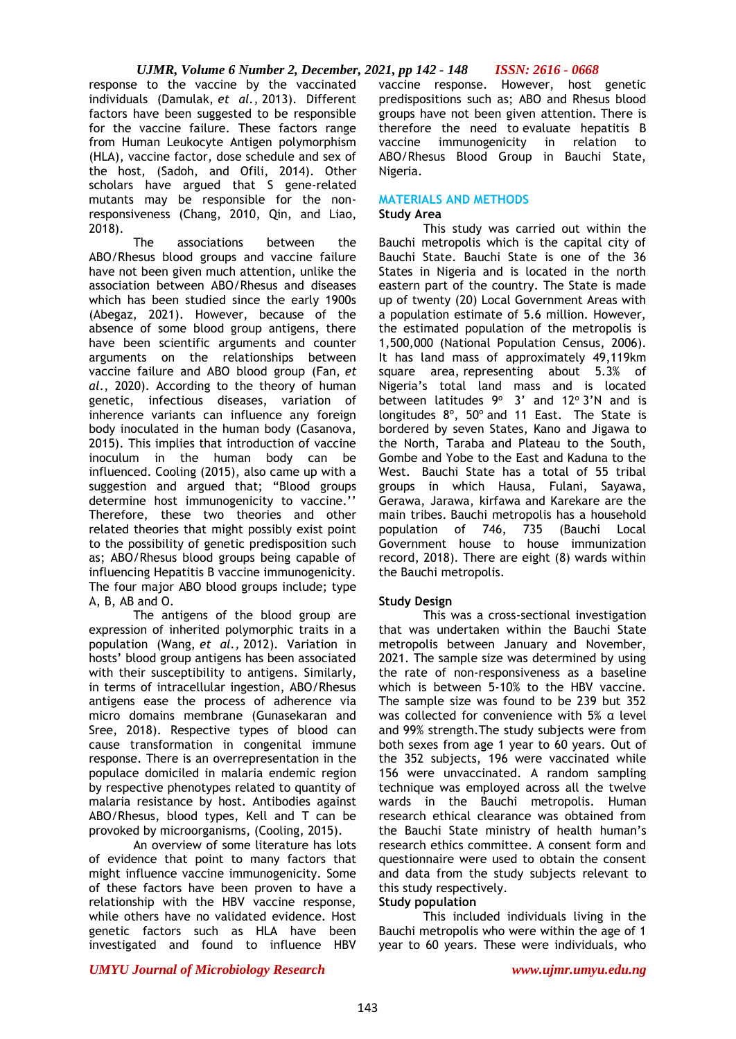response to the vaccine by the vaccinated individuals (Damulak, *et al.,* 2013). Different factors have been suggested to be responsible for the vaccine failure. These factors range from Human Leukocyte Antigen polymorphism (HLA), vaccine factor, dose schedule and sex of the host, (Sadoh, and Ofili, 2014). Other scholars have argued that S gene-related mutants may be responsible for the non-responsiveness (Chang, 2010, Qin, and Liao, 2018).

The associations between the ABO/Rhesus blood groups and vaccine failure have not been given much attention, unlike the association between ABO/Rhesus and diseases which has been studied since the early 1900s (Abegaz, 2021). However, because of the absence of some blood group antigens, there have been scientific arguments and counter arguments on the relationships between vaccine failure and ABO blood group (Fan, *et al.*, 2020). According to the theory of human genetic, infectious diseases, variation of inherence variants can influence any foreign body inoculated in the human body (Casanova, 2015). This implies that introduction of vaccine inoculum in the human body can be influenced. Cooling (2015), also came up with a suggestion and argued that; "Blood groups determine host immunogenicity to vaccine.'' Therefore, these two theories and other related theories that might possibly exist point to the possibility of genetic predisposition such as; ABO/Rhesus blood groups being capable of influencing Hepatitis B vaccine immunogenicity. The four major ABO blood groups include; type A, B, AB and O.

The antigens of the blood group are expression of inherited polymorphic traits in a population (Wang, *et al.,* 2012). Variation in hosts' blood group antigens has been associated with their susceptibility to antigens. Similarly, in terms of intracellular ingestion, ABO/Rhesus antigens ease the process of adherence via micro domains membrane (Gunasekaran and Sree, 2018). Respective types of blood can cause transformation in congenital immune response. There is an overrepresentation in the populace domiciled in malaria endemic region by respective phenotypes related to quantity of malaria resistance by host. Antibodies against ABO/Rhesus, blood types, Kell and T can be provoked by microorganisms, (Cooling, 2015).

An overview of some literature has lots of evidence that point to many factors that might influence vaccine immunogenicity. Some of these factors have been proven to have a relationship with the HBV vaccine response, while others have no validated evidence. Host genetic factors such as HLA have been investigated and found to influence HBV vaccine response. However, host genetic predispositions such as; ABO and Rhesus blood groups have not been given attention. There is therefore the need to evaluate hepatitis B vaccine immunogenicity in relation to ABO/Rhesus Blood Group in Bauchi State, Nigeria.

## MATERIALS AND METHODS

### Study Area

This study was carried out within the Bauchi metropolis which is the capital city of Bauchi State. Bauchi State is one of the 36 States in Nigeria and is located in the north eastern part of the country. The State is made up of twenty (20) Local Government Areas with a population estimate of 5.6 million. However, the estimated population of the metropolis is 1,500,000 (National Population Census, 2006). It has land mass of approximately 49,119km square area, representing about 5.3% of Nigeria's total land mass and is located between latitudes 9° 3' and 12° 3'N and is longitudes 8°, 50° and 11 East. The State is bordered by seven States, Kano and Jigawa to the North, Taraba and Plateau to the South, Gombe and Yobe to the East and Kaduna to the West. Bauchi State has a total of 55 tribal groups in which Hausa, Fulani, Sayawa, Gerawa, Jarawa, kirfawa and Karekare are the main tribes. Bauchi metropolis has a household population of 746, 735 (Bauchi Local Government house to house immunization record, 2018). There are eight (8) wards within the Bauchi metropolis.

### Study Design

This was a cross-sectional investigation that was undertaken within the Bauchi State metropolis between January and November, 2021. The sample size was determined by using the rate of non-responsiveness as a baseline which is between 5-10% to the HBV vaccine. The sample size was found to be 239 but 352 was collected for convenience with 5% α level and 99% strength.The study subjects were from both sexes from age 1 year to 60 years. Out of the 352 subjects, 196 were vaccinated while 156 were unvaccinated. A random sampling technique was employed across all the twelve wards in the Bauchi metropolis. Human research ethical clearance was obtained from the Bauchi State ministry of health human's research ethics committee. A consent form and questionnaire were used to obtain the consent and data from the study subjects relevant to this study respectively.

### Study population

This included individuals living in the Bauchi metropolis who were within the age of 1 year to 60 years. These were individuals, who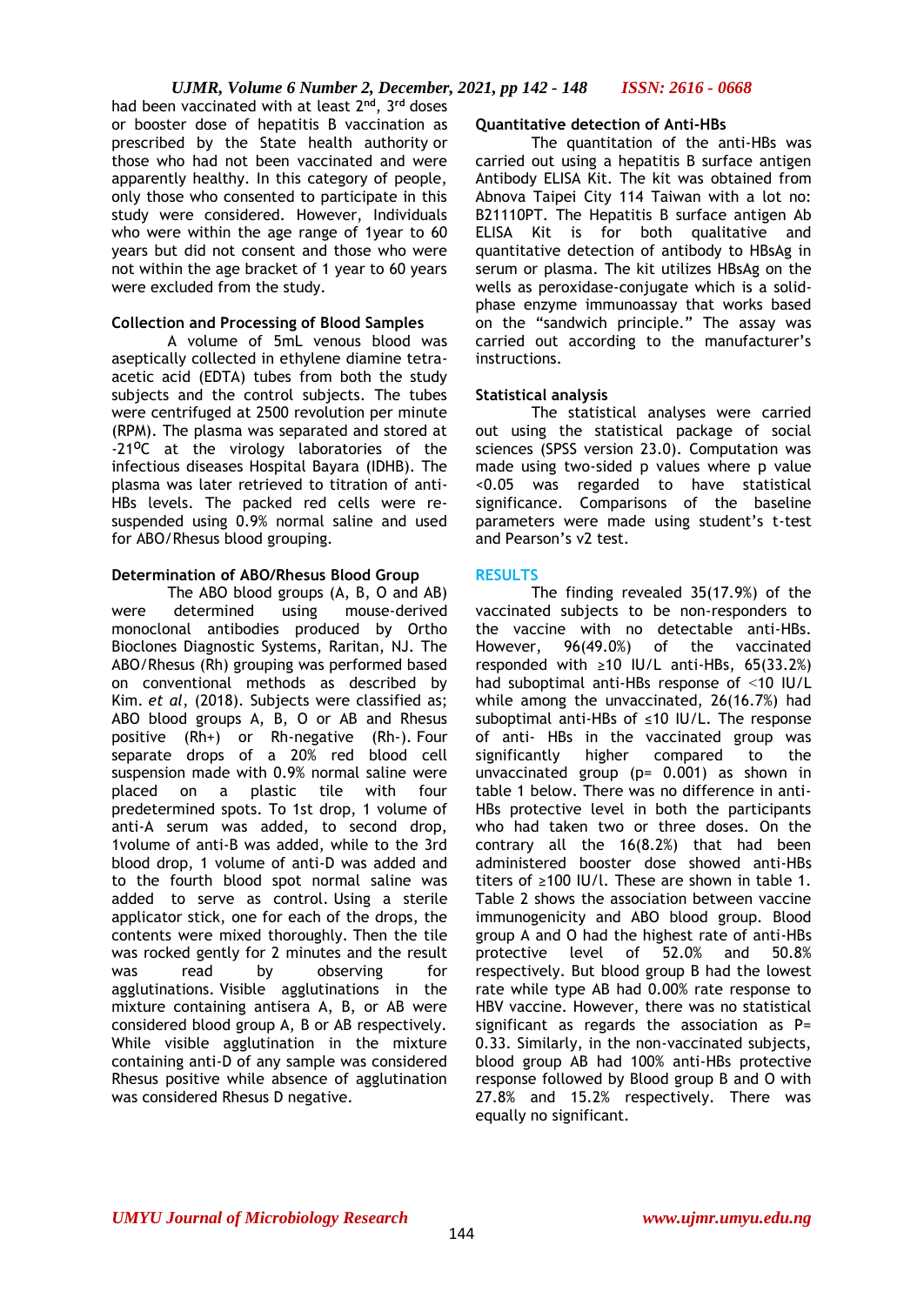had been vaccinated with at least 2nd, 3rd doses or booster dose of hepatitis B vaccination as prescribed by the State health authority or those who had not been vaccinated and were apparently healthy. In this category of people, only those who consented to participate in this study were considered. However, Individuals who were within the age range of 1year to 60 years but did not consent and those who were not within the age bracket of 1 year to 60 years were excluded from the study.

### Collection and Processing of Blood Samples

A volume of 5mL venous blood was aseptically collected in ethylene diamine tetra-acetic acid (EDTA) tubes from both the study subjects and the control subjects. The tubes were centrifuged at 2500 revolution per minute (RPM). The plasma was separated and stored at -21$^{O}$C at the virology laboratories of the infectious diseases Hospital Bayara (IDHB). The plasma was later retrieved to titration of anti-HBs levels. The packed red cells were re-suspended using 0.9% normal saline and used for ABO/Rhesus blood grouping.

### Determination of ABO/Rhesus Blood Group

The ABO blood groups (A, B, O and AB) were determined using mouse-derived monoclonal antibodies produced by Ortho Bioclones Diagnostic Systems, Raritan, NJ. The ABO/Rhesus (Rh) grouping was performed based on conventional methods as described by Kim. *et al*, (2018). Subjects were classified as; ABO blood groups A, B, O or AB and Rhesus positive (Rh+) or Rh-negative (Rh-). Four separate drops of a 20% red blood cell suspension made with 0.9% normal saline were placed on a plastic tile with four predetermined spots. To 1st drop, 1 volume of anti-A serum was added, to second drop, 1volume of anti-B was added, while to the 3rd blood drop, 1 volume of anti-D was added and to the fourth blood spot normal saline was added to serve as control. Using a sterile applicator stick, one for each of the drops, the contents were mixed thoroughly. Then the tile was rocked gently for 2 minutes and the result was read by observing for agglutinations. Visible agglutinations in the mixture containing antisera A, B, or AB were considered blood group A, B or AB respectively. While visible agglutination in the mixture containing anti-D of any sample was considered Rhesus positive while absence of agglutination was considered Rhesus D negative.

### Quantitative detection of Anti-HBs

The quantitation of the anti-HBs was carried out using a hepatitis B surface antigen Antibody ELISA Kit. The kit was obtained from Abnova Taipei City 114 Taiwan with a lot no: B21110PT. The Hepatitis B surface antigen Ab ELISA Kit is for both qualitative and quantitative detection of antibody to HBsAg in serum or plasma. The kit utilizes HBsAg on the wells as peroxidase-conjugate which is a solid-phase enzyme immunoassay that works based on the "sandwich principle." The assay was carried out according to the manufacturer's instructions.

### Statistical analysis

The statistical analyses were carried out using the statistical package of social sciences (SPSS version 23.0). Computation was made using two-sided p values where p value <0.05 was regarded to have statistical significance. Comparisons of the baseline parameters were made using student's t-test and Pearson's v2 test.

## RESULTS

The finding revealed 35(17.9%) of the vaccinated subjects to be non-responders to the vaccine with no detectable anti-HBs. However, 96(49.0%) of the vaccinated responded with ≥10 IU/L anti-HBs, 65(33.2%) had suboptimal anti-HBs response of <10 IU/L while among the unvaccinated, 26(16.7%) had suboptimal anti-HBs of ≤10 IU/L. The response of anti- HBs in the vaccinated group was significantly higher compared to the unvaccinated group (p= 0.001) as shown in table 1 below. There was no difference in anti-HBs protective level in both the participants who had taken two or three doses. On the contrary all the 16(8.2%) that had been administered booster dose showed anti-HBs titers of ≥100 IU/l. These are shown in table 1. Table 2 shows the association between vaccine immunogenicity and ABO blood group. Blood group A and O had the highest rate of anti-HBs protective level of 52.0% and 50.8% respectively. But blood group B had the lowest rate while type AB had 0.00% rate response to HBV vaccine. However, there was no statistical significant as regards the association as P= 0.33. Similarly, in the non-vaccinated subjects, blood group AB had 100% anti-HBs protective response followed by Blood group B and O with 27.8% and 15.2% respectively. There was equally no significant.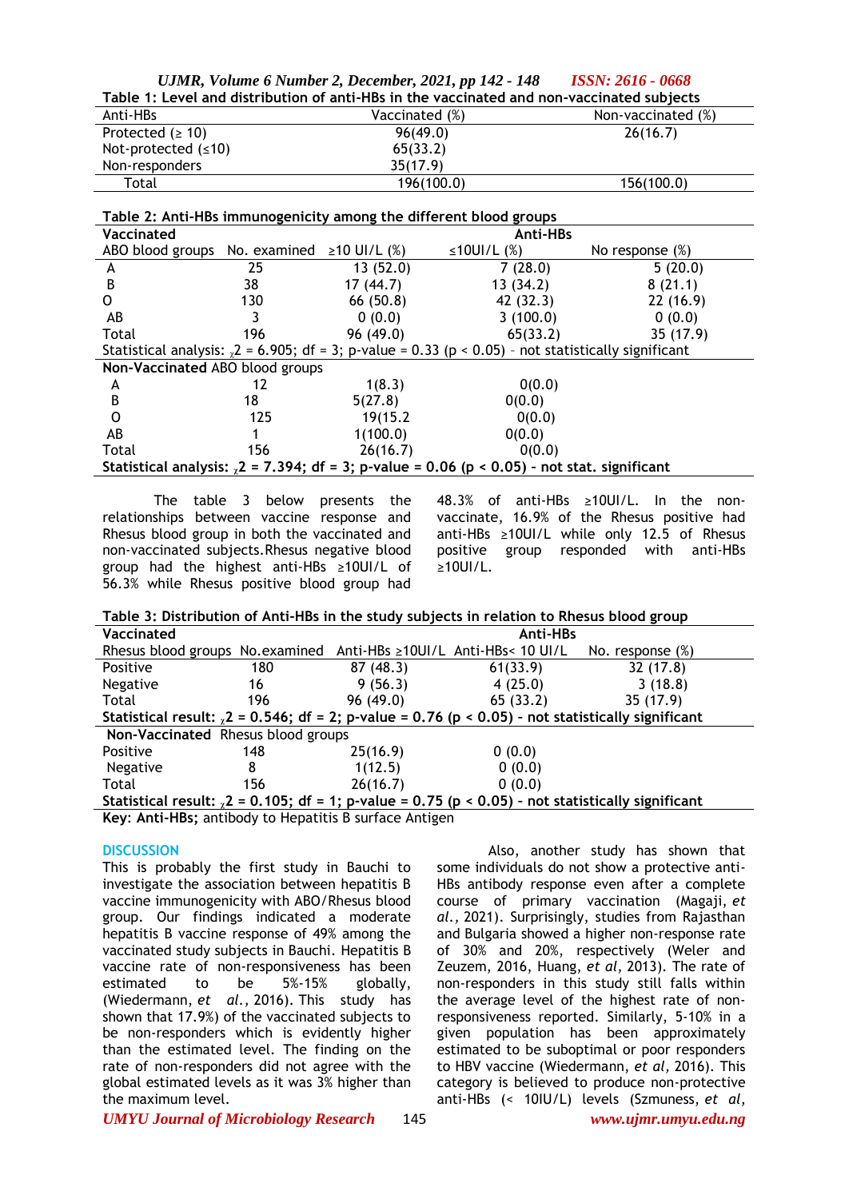Table 1: Level and distribution of anti-HBs in the vaccinated and non-vaccinated subjects

| Anti-HBs | Vaccinated (%) | Non-vaccinated (%) |
|---|---|---|
| Protected (≥ 10) | 96(49.0) | 26(16.7) |
| Not-protected (≤10) | 65(33.2) | |
| Non-responders | 35(17.9) | |
| Total | 196(100.0) | 156(100.0) |

Table 2: Anti-HBs immunogenicity among the different blood groups

| **Vaccinated** | | **Anti-HBs** | | |
|---|---|---|---|---|
| ABO blood groups | No. examined | ≥10 UI/L (%) | ≤10UI/L (%) | No response (%) |
| A | 25 | 13 (52.0) | 7 (28.0) | 5 (20.0) |
| B | 38 | 17 (44.7) | 13 (34.2) | 8 (21.1) |
| O | 130 | 66 (50.8) | 42 (32.3) | 22 (16.9) |
| AB | 3 | 0 (0.0) | 3 (100.0) | 0 (0.0) |
| Total | 196 | 96 (49.0) | 65(33.2) | 35 (17.9) |
| Statistical analysis: $\chi2$ = 6.905; df = 3; p-value = 0.33 (p < 0.05) - not statistically significant | | | | |
| **Non-Vaccinated** ABO blood groups | | | | |
| A | 12 | 1(8.3) | 0(0.0) | |
| B | 18 | 5(27.8) | 0(0.0) | |
| O | 125 | 19(15.2 | 0(0.0) | |
| AB | 1 | 1(100.0) | 0(0.0) | |
| Total | 156 | 26(16.7) | 0(0.0) | |
| **Statistical analysis: $\chi2$ = 7.394; df = 3; p-value = 0.06 (p < 0.05) - not stat. significant** | | | | |

The table 3 below presents the relationships between vaccine response and Rhesus blood group in both the vaccinated and non-vaccinated subjects.Rhesus negative blood group had the highest anti-HBs ≥10UI/L of 56.3% while Rhesus positive blood group had 48.3% of anti-HBs ≥10UI/L. In the non-vaccinate, 16.9% of the Rhesus positive had anti-HBs ≥10UI/L while only 12.5 of Rhesus positive group responded with anti-HBs ≥10UI/L.

Table 3: Distribution of Anti-HBs in the study subjects in relation to Rhesus blood group

| **Vaccinated** | | **Anti-HBs** | | |
|---|---|---|---|---|
| Rhesus blood groups | No.examined | Anti-HBs ≥10UI/L | Anti-HBs< 10 UI/L | No. response (%) |
| Positive | 180 | 87 (48.3) | 61(33.9) | 32 (17.8) |
| Negative | 16 | 9 (56.3) | 4 (25.0) | 3 (18.8) |
| Total | 196 | 96 (49.0) | 65 (33.2) | 35 (17.9) |
| **Statistical result: $\chi2$ = 0.546; df = 2; p-value = 0.76 (p < 0.05) - not statistically significant** | | | | |
| **Non-Vaccinated** Rhesus blood groups | | | | |
| Positive | 148 | 25(16.9) | 0 (0.0) | |
| Negative | 8 | 1(12.5) | 0 (0.0) | |
| Total | 156 | 26(16.7) | 0 (0.0) | |
| **Statistical result: $\chi2$ = 0.105; df = 1; p-value = 0.75 (p < 0.05) - not statistically significant** | | | | |

**Key**: **Anti-HBs;** antibody to Hepatitis B surface Antigen

## DISCUSSION

This is probably the first study in Bauchi to investigate the association between hepatitis B vaccine immunogenicity with ABO/Rhesus blood group. Our findings indicated a moderate hepatitis B vaccine response of 49% among the vaccinated study subjects in Bauchi. Hepatitis B vaccine rate of non-responsiveness has been estimated to be 5%-15% globally, (Wiedermann, *et al.,* 2016). This study has shown that 17.9%) of the vaccinated subjects to be non-responders which is evidently higher than the estimated level. The finding on the rate of non-responders did not agree with the global estimated levels as it was 3% higher than the maximum level.

Also, another study has shown that some individuals do not show a protective anti-HBs antibody response even after a complete course of primary vaccination (Magaji, *et al.,* 2021). Surprisingly, studies from Rajasthan and Bulgaria showed a higher non-response rate of 30% and 20%, respectively (Weler and Zeuzem, 2016, Huang, *et al,* 2013). The rate of non-responders in this study still falls within the average level of the highest rate of non-responsiveness reported. Similarly, 5-10% in a given population has been approximately estimated to be suboptimal or poor responders to HBV vaccine (Wiedermann, *et al,* 2016). This category is believed to produce non-protective anti-HBs (< 10IU/L) levels (Szmuness, *et al,*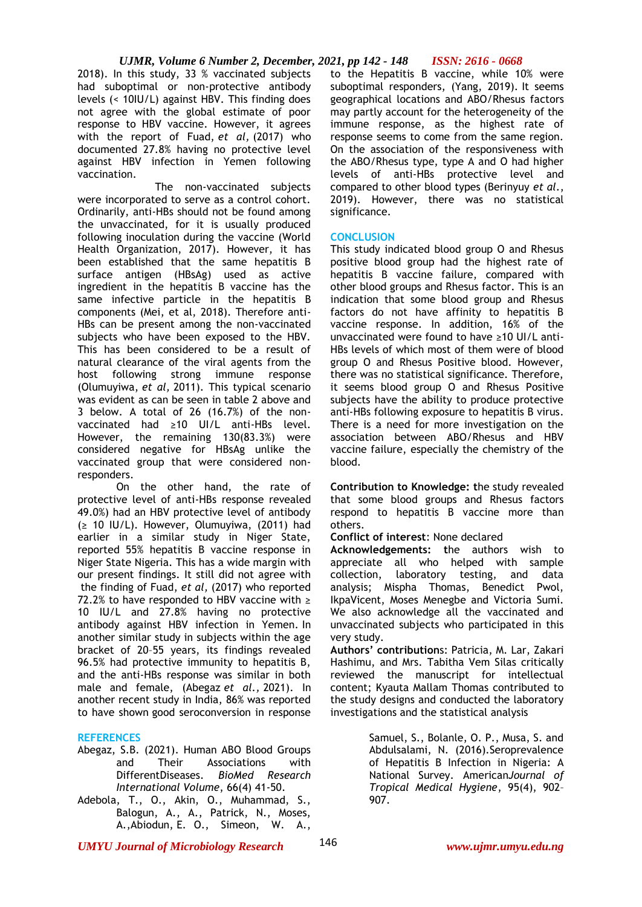2018). In this study, 33 % vaccinated subjects had suboptimal or non-protective antibody levels (< 10IU/L) against HBV. This finding does not agree with the global estimate of poor response to HBV vaccine. However, it agrees with the report of Fuad, *et al*, (2017) who documented 27.8% having no protective level against HBV infection in Yemen following vaccination.

The non-vaccinated subjects were incorporated to serve as a control cohort. Ordinarily, anti-HBs should not be found among the unvaccinated, for it is usually produced following inoculation during the vaccine (World Health Organization, 2017). However, it has been established that the same hepatitis B surface antigen (HBsAg) used as active ingredient in the hepatitis B vaccine has the same infective particle in the hepatitis B components (Mei, et al, 2018). Therefore anti-HBs can be present among the non-vaccinated subjects who have been exposed to the HBV. This has been considered to be a result of natural clearance of the viral agents from the host following strong immune response (Olumuyiwa, *et al*, 2011). This typical scenario was evident as can be seen in table 2 above and 3 below. A total of 26 (16.7%) of the non-vaccinated had ≥10 UI/L anti-HBs level. However, the remaining 130(83.3%) were considered negative for HBsAg unlike the vaccinated group that were considered non-responders.

On the other hand, the rate of protective level of anti-HBs response revealed 49.0%) had an HBV protective level of antibody (≥ 10 IU/L). However, Olumuyiwa, (2011) had earlier in a similar study in Niger State, reported 55% hepatitis B vaccine response in Niger State Nigeria. This has a wide margin with our present findings. It still did not agree with the finding of Fuad, *et al*, (2017) who reported 72.2% to have responded to HBV vaccine with ≥ 10 IU/L and 27.8% having no protective antibody against HBV infection in Yemen. In another similar study in subjects within the age bracket of 20–55 years, its findings revealed 96.5% had protective immunity to hepatitis B, and the anti-HBs response was similar in both male and female, (Abegaz *et al.*, 2021). In another recent study in India, 86% was reported to have shown good seroconversion in response to the Hepatitis B vaccine, while 10% were suboptimal responders, (Yang, 2019). It seems geographical locations and ABO/Rhesus factors may partly account for the heterogeneity of the immune response, as the highest rate of response seems to come from the same region. On the association of the responsiveness with the ABO/Rhesus type, type A and O had higher levels of anti-HBs protective level and compared to other blood types (Berinyuy *et al.*, 2019). However, there was no statistical significance.

## CONCLUSION

This study indicated blood group O and Rhesus positive blood group had the highest rate of hepatitis B vaccine failure, compared with other blood groups and Rhesus factor. This is an indication that some blood group and Rhesus factors do not have affinity to hepatitis B vaccine response. In addition, 16% of the unvaccinated were found to have ≥10 UI/L anti-HBs levels of which most of them were of blood group O and Rhesus Positive blood. However, there was no statistical significance. Therefore, it seems blood group O and Rhesus Positive subjects have the ability to produce protective anti-HBs following exposure to hepatitis B virus. There is a need for more investigation on the association between ABO/Rhesus and HBV vaccine failure, especially the chemistry of the blood.

**Contribution to Knowledge: t**he study revealed that some blood groups and Rhesus factors respond to hepatitis B vaccine more than others.

**Conflict of interest**: None declared

**Acknowledgements: t**he authors wish to appreciate all who helped with sample collection, laboratory testing, and data analysis; Mispha Thomas, Benedict Pwol, IkpaVicent, Moses Menegbe and Victoria Sumi. We also acknowledge all the vaccinated and unvaccinated subjects who participated in this very study.

**Authors' contributions**: Patricia, M. Lar, Zakari Hashimu, and Mrs. Tabitha Vem Silas critically reviewed the manuscript for intellectual content; Kyauta Mallam Thomas contributed to the study designs and conducted the laboratory investigations and the statistical analysis

## REFERENCES

Abegaz, S.B. (2021). Human ABO Blood Groups and Their Associations with DifferentDiseases. *BioMed Research International Volume*, 66(4) 41-50.

Adebola, T., O., Akin, O., Muhammad, S., Balogun, A., A., Patrick, N., Moses, A.,Abiodun, E. O., Simeon, W. A., Samuel, S., Bolanle, O. P., Musa, S. and Abdulsalami, N. (2016).Seroprevalence of Hepatitis B Infection in Nigeria: A National Survey. American*Journal of Tropical Medical Hygiene*, 95(4), 902–907.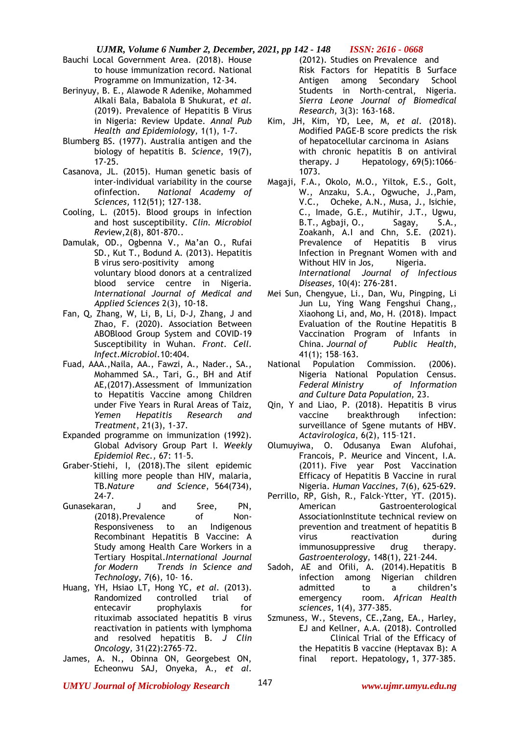Bauchi Local Government Area. (2018). House to house immunization record. National Programme on Immunization, 12-34.

Berinyuy, B. E., Alawode R Adenike, Mohammed Alkali Bala, Babalola B Shukurat, *et al.* (2019). Prevalence of Hepatitis B Virus in Nigeria: Review Update. *Annal Pub Health and Epidemiology,* 1(1), 1-7.

Blumberg BS. (1977). Australia antigen and the biology of hepatitis B. *Science*, 19(7), 17-25.

Casanova, JL. (2015). Human genetic basis of inter-individual variability in the course ofinfection. *National Academy of Sciences,* 112(51); 127-138.

Cooling, L. (2015). Blood groups in infection and host susceptibility. *Clin. Microbiol Re*view,2(8), 801-870..

Damulak, OD., Ogbenna V., Ma'an O., Rufai SD., Kut T., Bodund A. (2013). Hepatitis B virus sero-positivity among voluntary blood donors at a centralized blood service centre in Nigeria. *International Journal of Medical and Applied Sciences* 2(3), 10-18.

Fan, Q, Zhang, W, Li, B, Li, D-J, Zhang, J and Zhao, F. (2020). Association Between ABOBlood Group System and COVID-19 Susceptibility in Wuhan. *Front. Cell. Infect.Microbiol.*10:404.

Fuad, AAA.,Naila, AA., Fawzi, A., Nader., SA., Mohammed SA., Tari, G., BH and Atif AE,(2017).Assessment of Immunization to Hepatitis Vaccine among Children under Five Years in Rural Areas of Taiz, *Yemen Hepatitis Research and Treatment*, 21(3), 1-37.

Expanded programme on immunization (1992). Global Advisory Group Part I. *Weekly Epidemiol Rec.,* 67: 11–5.

Graber-Stiehi, I, (2018).The silent epidemic killing more people than HIV, malaria, TB.*Nature and Science*, 564(734), 24-7.

Gunasekaran, J and Sree, PN, (2018).Prevalence of Non-Responsiveness to an Indigenous Recombinant Hepatitis B Vaccine: A Study among Health Care Workers in a Tertiary Hospital.*International Journal for Modern Trends in Science and Technology, 7*(6), 10- 16.

Huang, YH, Hsiao LT, Hong YC, *et al.* (2013). Randomized controlled trial of entecavir prophylaxis for rituximab associated hepatitis B virus reactivation in patients with lymphoma and resolved hepatitis B. *J Clin Oncology,* 31(22):2765–72.

James, A. N., Obinna ON, Georgebest ON, Echeonwu SAJ, Onyeka, A., *et al.* (2012). Studies on Prevalence and Risk Factors for Hepatitis B Surface Antigen among Secondary School Students in North-central, Nigeria. *Sierra Leone Journal of Biomedical Research,* 3(3): 163-168.

Kim, JH, Kim, YD, Lee, M, *et al.* (2018). Modified PAGE-B score predicts the risk of hepatocellular carcinoma in Asians with chronic hepatitis B on antiviral therapy. J Hepatology, 69(5):1066–1073.

Magaji, F.A., Okolo, M.O., Yiltok, E.S., Golt, W., Anzaku, S.A., Ogwuche, J.,Pam, V.C., Ocheke, A.N., Musa, J., Isichie, C., Imade, G.E., Mutihir, J.T., Ugwu, B.T., Agbaji, O., Sagay, S.A., Zoakanh, A.I and Chn, S.E. (2021). Prevalence of Hepatitis B virus Infection in Pregnant Women with and Without HIV in Jos, Nigeria. *International Journal of Infectious Diseases,* 10(4): 276-281.

Mei Sun, Chengyue, Li., Dan, Wu, Pingping, Li Jun Lu, Ying Wang Fengshui Chang,, Xiaohong Li, and, Mo, H. (2018). Impact Evaluation of the Routine Hepatitis B Vaccination Program of Infants in China. *Journal of Public Health*, 41(1); 158–163.

National Population Commission. (2006). Nigeria National Population Census. *Federal Ministry of Information and Culture Data Population,* 23.

Qin, Y and Liao, P. (2018). Hepatitis B virus vaccine breakthrough infection: surveillance of Sgene mutants of HBV. *Actavirologica*, 6(2), 115–121.

Olumuyiwa, O. Odusanya Ewan Alufohai, Francois, P. Meurice and Vincent, I.A. (2011). Five year Post Vaccination Efficacy of Hepatitis B Vaccine in rural Nigeria. *Human Vaccines,* 7(6), 625-629.

Perrillo, RP, Gish, R., Falck-Ytter, YT. (2015). American Gastroenterological AssociationInstitute technical review on prevention and treatment of hepatitis B virus reactivation during immunosuppressive drug therapy. *Gastroenterology,* 148(1), 221–244.

Sadoh, AE and Ofili, A. (2014).Hepatitis B infection among Nigerian children admitted to a children's emergency room. *African Health sciences*, 1(4), 377-385.

Szmuness, W., Stevens, CE.,Zang, EA., Harley, EJ and Kellner, A.A. (2018). Controlled Clinical Trial of the Efficacy of the Hepatitis B vaccine (Heptavax B): A final report. Hepatology**,** 1, 377-385.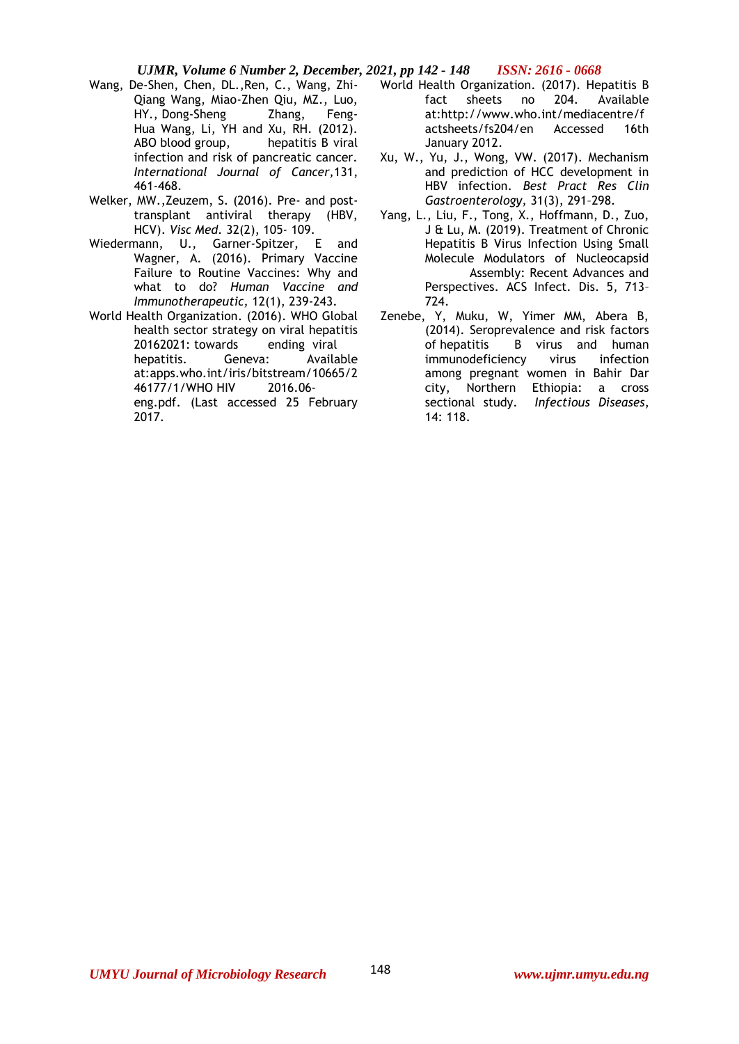Wang, De-Shen, Chen, DL.,Ren, C., Wang, Zhi-Qiang Wang, Miao-Zhen Qiu, MZ., Luo, HY., Dong-Sheng Zhang, Feng-Hua Wang, Li, YH and Xu, RH. (2012). ABO blood group, hepatitis B viral infection and risk of pancreatic cancer. *International Journal of Cancer*,131, 461-468.

Welker, MW.,Zeuzem, S. (2016). Pre- and post-transplant antiviral therapy (HBV, HCV). *Visc Med.* 32(2), 105- 109.

Wiedermann, U., Garner-Spitzer, E and Wagner, A. (2016). Primary Vaccine Failure to Routine Vaccines: Why and what to do? *Human Vaccine and Immunotherapeutic*, 12(1), 239-243.

World Health Organization. (2016). WHO Global health sector strategy on viral hepatitis 20162021: towards ending viral hepatitis. Geneva: Available at:apps.who.int/iris/bitstream/10665/246177/1/WHO HIV 2016.06-eng.pdf. (Last accessed 25 February 2017.

World Health Organization. (2017). Hepatitis B fact sheets no 204. Available at:http://www.who.int/mediacentre/factsheets/fs204/en Accessed 16th January 2012.

Xu, W., Yu, J., Wong, VW. (2017). Mechanism and prediction of HCC development in HBV infection. *Best Pract Res Clin Gastroenterology*, 31(3), 291–298.

Yang, L., Liu, F., Tong, X., Hoffmann, D., Zuo, J & Lu, M. (2019). Treatment of Chronic Hepatitis B Virus Infection Using Small Molecule Modulators of Nucleocapsid Assembly: Recent Advances and Perspectives. ACS Infect. Dis. 5, 713–724.

Zenebe, Y, Muku, W, Yimer MM, Abera B, (2014). Seroprevalence and risk factors of hepatitis B virus and human immunodeficiency virus infection among pregnant women in Bahir Dar city, Northern Ethiopia: a cross sectional study. *Infectious Diseases*, 14: 118.